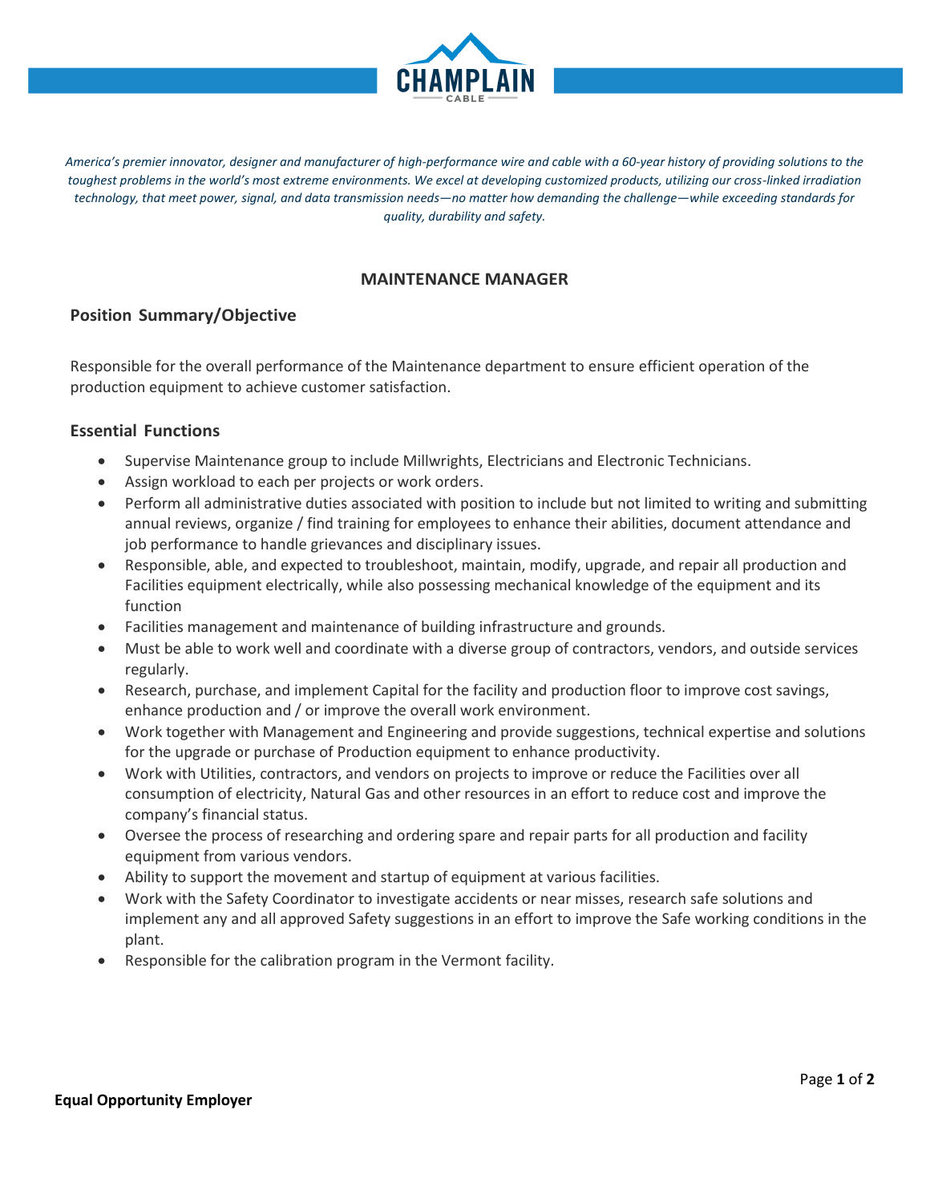*America's premier innovator, designer and manufacturer of high-performance wire and cable with a 60-year history of providing solutions to the toughest problems in the world's most extreme environments. We excel at developing customized products, utilizing our cross-linked irradiation technology, that meet power, signal, and data transmission needs—no matter how demanding the challenge—while exceeding standards for quality, durability and safety.*

# MAINTENANCE MANAGER

## Position Summary/Objective

Responsible for the overall performance of the Maintenance department to ensure efficient operation of the production equipment to achieve customer satisfaction.

## Essential Functions

- Supervise Maintenance group to include Millwrights, Electricians and Electronic Technicians.
- Assign workload to each per projects or work orders.
- Perform all administrative duties associated with position to include but not limited to writing and submitting annual reviews, organize / find training for employees to enhance their abilities, document attendance and job performance to handle grievances and disciplinary issues.
- Responsible, able, and expected to troubleshoot, maintain, modify, upgrade, and repair all production and Facilities equipment electrically, while also possessing mechanical knowledge of the equipment and its function
- Facilities management and maintenance of building infrastructure and grounds.
- Must be able to work well and coordinate with a diverse group of contractors, vendors, and outside services regularly.
- Research, purchase, and implement Capital for the facility and production floor to improve cost savings, enhance production and / or improve the overall work environment.
- Work together with Management and Engineering and provide suggestions, technical expertise and solutions for the upgrade or purchase of Production equipment to enhance productivity.
- Work with Utilities, contractors, and vendors on projects to improve or reduce the Facilities over all consumption of electricity, Natural Gas and other resources in an effort to reduce cost and improve the company's financial status.
- Oversee the process of researching and ordering spare and repair parts for all production and facility equipment from various vendors.
- Ability to support the movement and startup of equipment at various facilities.
- Work with the Safety Coordinator to investigate accidents or near misses, research safe solutions and implement any and all approved Safety suggestions in an effort to improve the Safe working conditions in the plant.
- Responsible for the calibration program in the Vermont facility.

**Equal Opportunity Employer**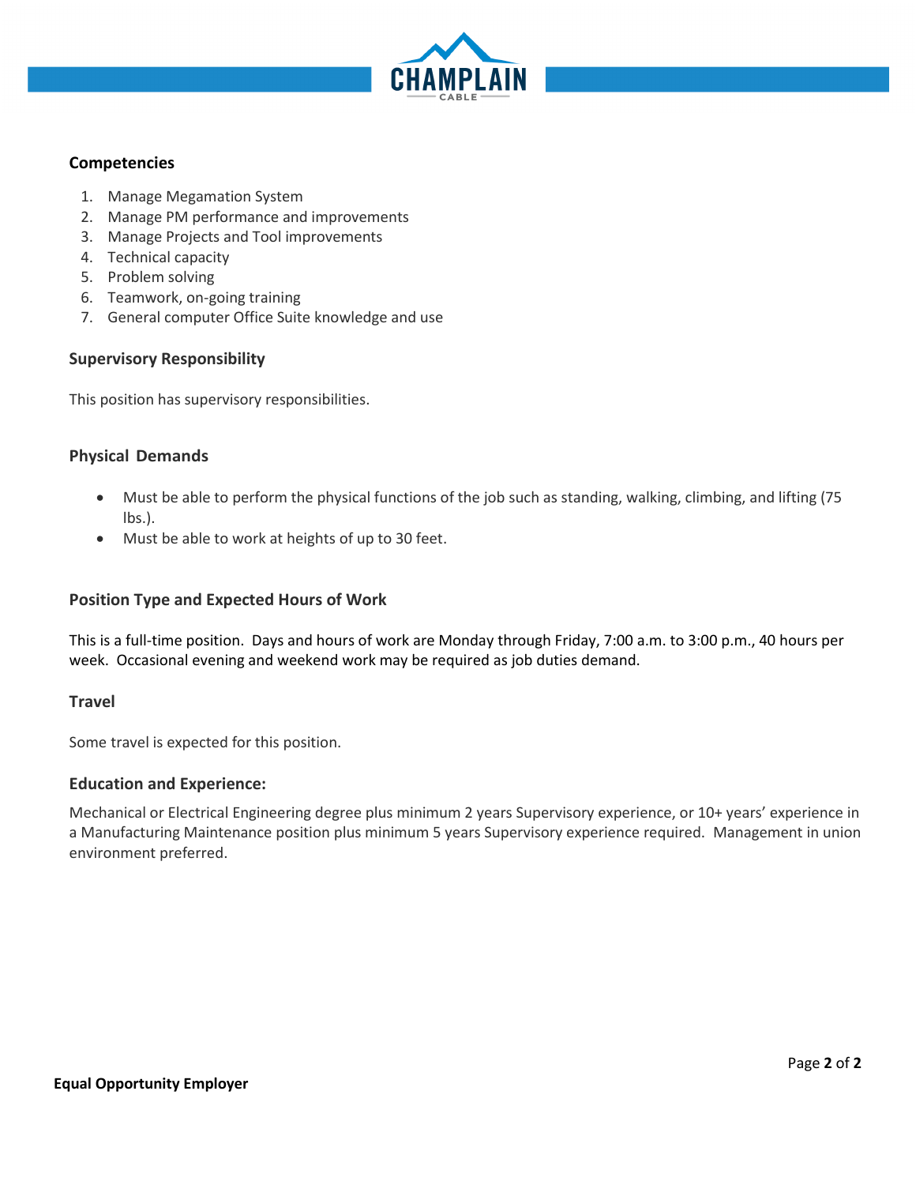### Competencies

1. Manage Megamation System
2. Manage PM performance and improvements
3. Manage Projects and Tool improvements
4. Technical capacity
5. Problem solving
6. Teamwork, on-going training
7. General computer Office Suite knowledge and use

### Supervisory Responsibility

This position has supervisory responsibilities.

### Physical Demands

- Must be able to perform the physical functions of the job such as standing, walking, climbing, and lifting (75 lbs.).
- Must be able to work at heights of up to 30 feet.

### Position Type and Expected Hours of Work

This is a full-time position. Days and hours of work are Monday through Friday, 7:00 a.m. to 3:00 p.m., 40 hours per week. Occasional evening and weekend work may be required as job duties demand.

### Travel

Some travel is expected for this position.

### Education and Experience:

Mechanical or Electrical Engineering degree plus minimum 2 years Supervisory experience, or 10+ years' experience in a Manufacturing Maintenance position plus minimum 5 years Supervisory experience required. Management in union environment preferred.

**Equal Opportunity Employer**